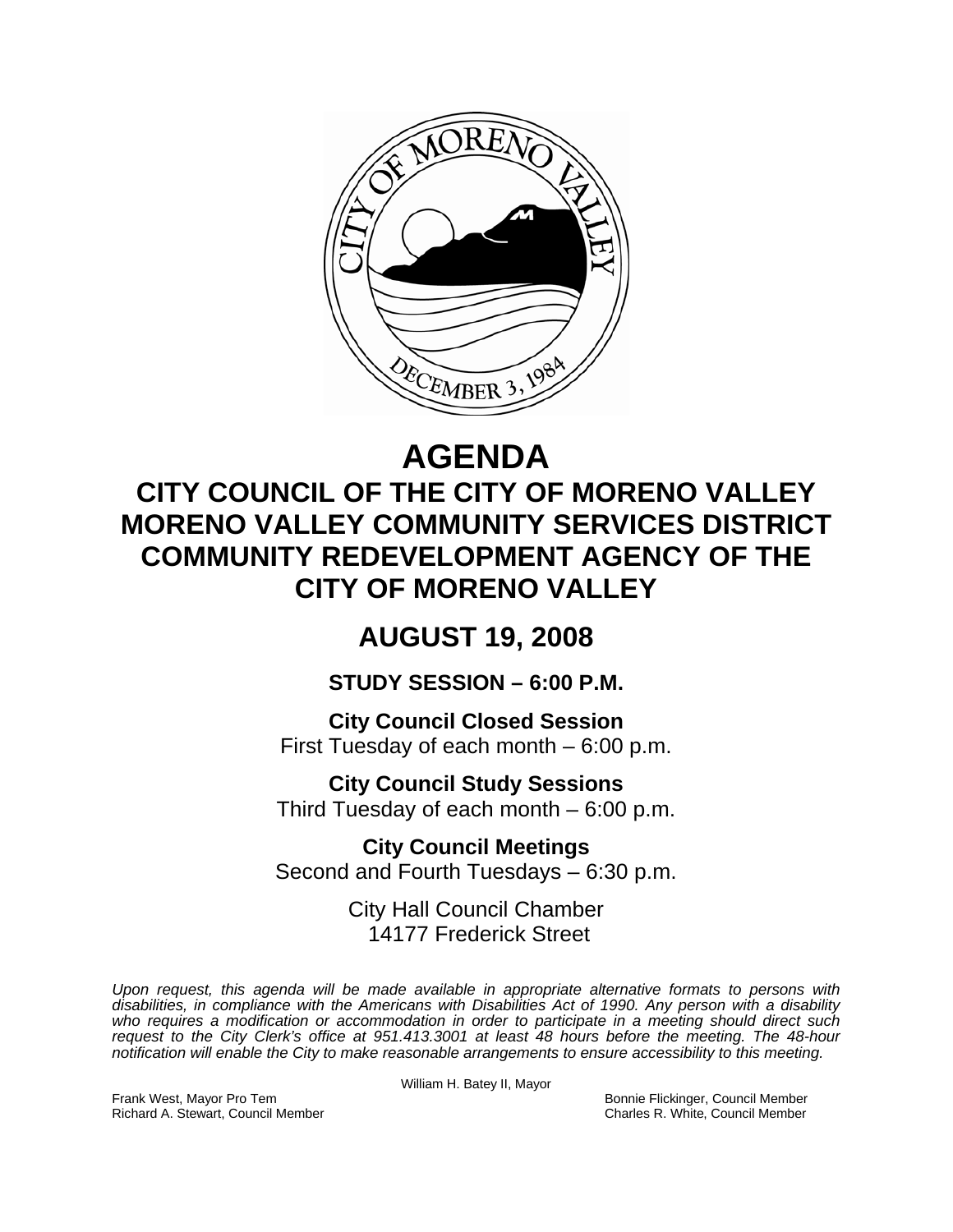# AGENDA

## CITY COUNCIL OF THE CITY OF MORENO VALLEY
## MORENO VALLEY COMMUNITY SERVICES DISTRICT
## COMMUNITY REDEVELOPMENT AGENCY OF THE CITY OF MORENO VALLEY

## AUGUST 19, 2008

### STUDY SESSION – 6:00 P.M.

**City Council Closed Session**
First Tuesday of each month – 6:00 p.m.

**City Council Study Sessions**
Third Tuesday of each month – 6:00 p.m.

**City Council Meetings**
Second and Fourth Tuesdays – 6:30 p.m.

City Hall Council Chamber
14177 Frederick Street

*Upon request, this agenda will be made available in appropriate alternative formats to persons with disabilities, in compliance with the Americans with Disabilities Act of 1990. Any person with a disability who requires a modification or accommodation in order to participate in a meeting should direct such request to the City Clerk's office at 951.413.3001 at least 48 hours before the meeting. The 48-hour notification will enable the City to make reasonable arrangements to ensure accessibility to this meeting.*

William H. Batey II, Mayor

Frank West, Mayor Pro Tem
Richard A. Stewart, Council Member
Bonnie Flickinger, Council Member
Charles R. White, Council Member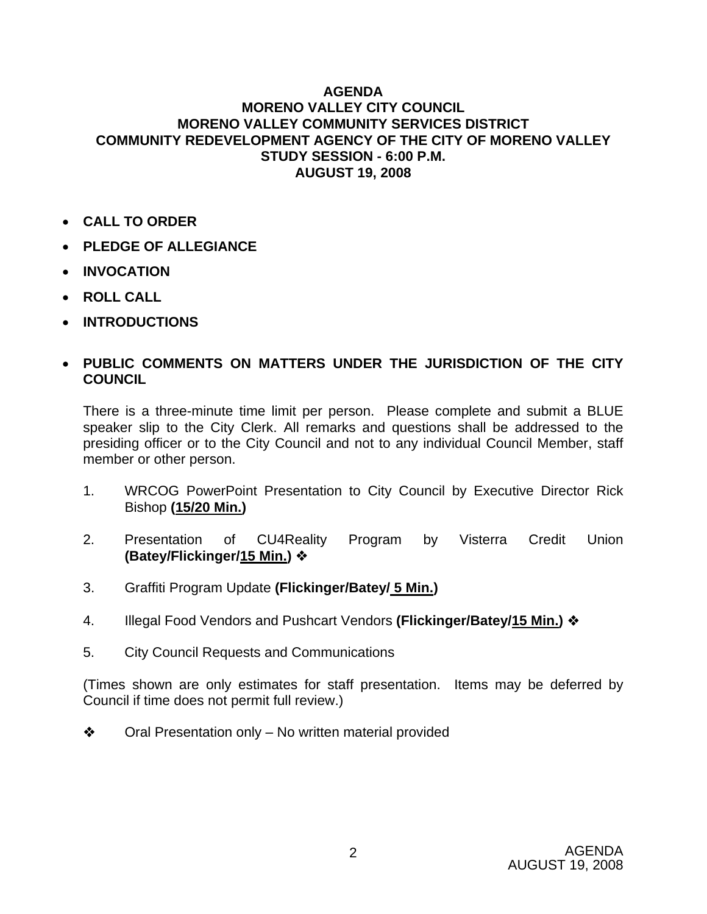**AGENDA**
**MORENO VALLEY CITY COUNCIL**
**MORENO VALLEY COMMUNITY SERVICES DISTRICT**
**COMMUNITY REDEVELOPMENT AGENCY OF THE CITY OF MORENO VALLEY**
**STUDY SESSION - 6:00 P.M.**
**AUGUST 19, 2008**

- **CALL TO ORDER**
- **PLEDGE OF ALLEGIANCE**
- **INVOCATION**
- **ROLL CALL**
- **INTRODUCTIONS**
- **PUBLIC COMMENTS ON MATTERS UNDER THE JURISDICTION OF THE CITY COUNCIL**

There is a three-minute time limit per person. Please complete and submit a BLUE speaker slip to the City Clerk. All remarks and questions shall be addressed to the presiding officer or to the City Council and not to any individual Council Member, staff member or other person.

1. WRCOG PowerPoint Presentation to City Council by Executive Director Rick Bishop **(15/20 Min.)**
2. Presentation of CU4Reality Program by Visterra Credit Union **(Batey/Flickinger/15 Min.)** ❖
3. Graffiti Program Update **(Flickinger/Batey/ 5 Min.)**
4. Illegal Food Vendors and Pushcart Vendors **(Flickinger/Batey/15 Min.)** ❖
5. City Council Requests and Communications

(Times shown are only estimates for staff presentation. Items may be deferred by Council if time does not permit full review.)

❖ Oral Presentation only – No written material provided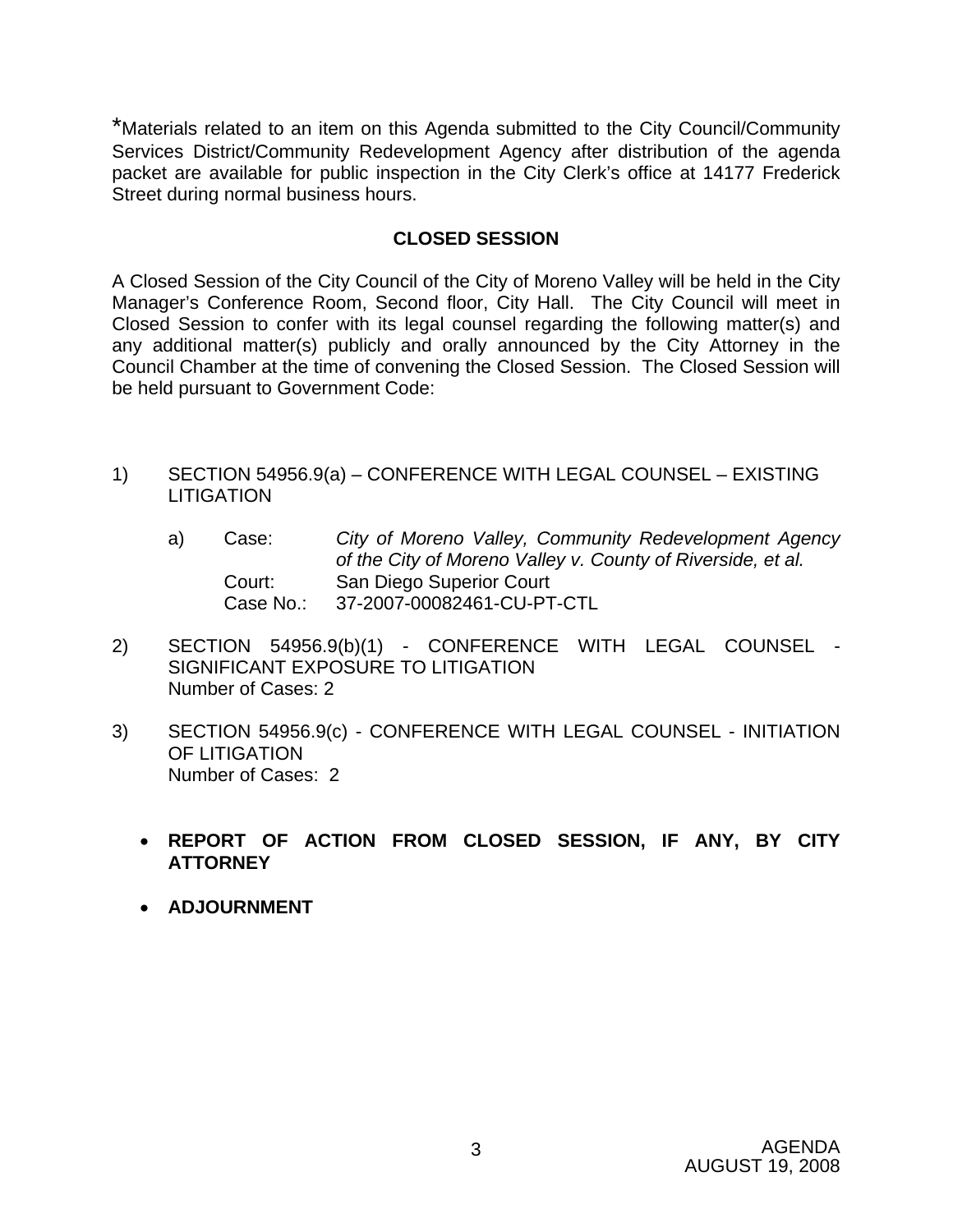*Materials related to an item on this Agenda submitted to the City Council/Community Services District/Community Redevelopment Agency after distribution of the agenda packet are available for public inspection in the City Clerk's office at 14177 Frederick Street during normal business hours.

## CLOSED SESSION

A Closed Session of the City Council of the City of Moreno Valley will be held in the City Manager's Conference Room, Second floor, City Hall. The City Council will meet in Closed Session to confer with its legal counsel regarding the following matter(s) and any additional matter(s) publicly and orally announced by the City Attorney in the Council Chamber at the time of convening the Closed Session. The Closed Session will be held pursuant to Government Code:

1) SECTION 54956.9(a) – CONFERENCE WITH LEGAL COUNSEL – EXISTING LITIGATION

    a) Case: *City of Moreno Valley, Community Redevelopment Agency of the City of Moreno Valley v. County of Riverside, et al.*
       Court: San Diego Superior Court
       Case No.: 37-2007-00082461-CU-PT-CTL

2) SECTION 54956.9(b)(1) - CONFERENCE WITH LEGAL COUNSEL - SIGNIFICANT EXPOSURE TO LITIGATION
   Number of Cases: 2

3) SECTION 54956.9(c) - CONFERENCE WITH LEGAL COUNSEL - INITIATION OF LITIGATION
   Number of Cases: 2

- **REPORT OF ACTION FROM CLOSED SESSION, IF ANY, BY CITY ATTORNEY**
- **ADJOURNMENT**